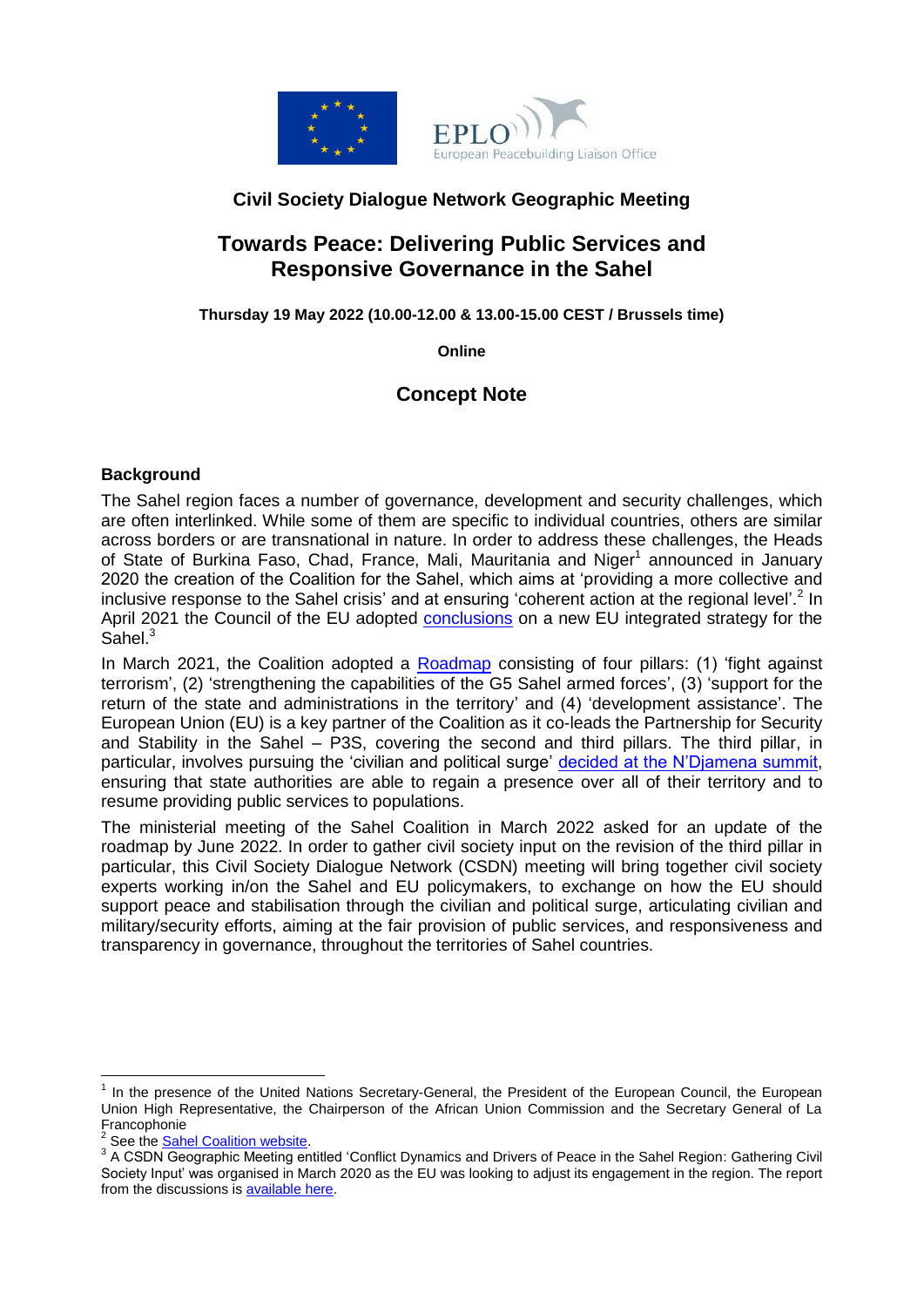**Civil Society Dialogue Network Geographic Meeting**

# Towards Peace: Delivering Public Services and Responsive Governance in the Sahel

**Thursday 19 May 2022 (10.00-12.00 & 13.00-15.00 CEST / Brussels time)**

**Online**

## Concept Note

### Background

The Sahel region faces a number of governance, development and security challenges, which are often interlinked. While some of them are specific to individual countries, others are similar across borders or are transnational in nature. In order to address these challenges, the Heads of State of Burkina Faso, Chad, France, Mali, Mauritania and Niger[1] announced in January 2020 the creation of the Coalition for the Sahel, which aims at 'providing a more collective and inclusive response to the Sahel crisis' and at ensuring 'coherent action at the regional level'.[2] In April 2021 the Council of the EU adopted conclusions on a new EU integrated strategy for the Sahel.[3]

In March 2021, the Coalition adopted a Roadmap consisting of four pillars: (1) 'fight against terrorism', (2) 'strengthening the capabilities of the G5 Sahel armed forces', (3) 'support for the return of the state and administrations in the territory' and (4) 'development assistance'. The European Union (EU) is a key partner of the Coalition as it co-leads the Partnership for Security and Stability in the Sahel – P3S, covering the second and third pillars. The third pillar, in particular, involves pursuing the 'civilian and political surge' decided at the N'Djamena summit, ensuring that state authorities are able to regain a presence over all of their territory and to resume providing public services to populations.

The ministerial meeting of the Sahel Coalition in March 2022 asked for an update of the roadmap by June 2022. In order to gather civil society input on the revision of the third pillar in particular, this Civil Society Dialogue Network (CSDN) meeting will bring together civil society experts working in/on the Sahel and EU policymakers, to exchange on how the EU should support peace and stabilisation through the civilian and political surge, articulating civilian and military/security efforts, aiming at the fair provision of public services, and responsiveness and transparency in governance, throughout the territories of Sahel countries.

---

[1] In the presence of the United Nations Secretary-General, the President of the European Council, the European Union High Representative, the Chairperson of the African Union Commission and the Secretary General of La Francophonie

[2] See the Sahel Coalition website.

[3] A CSDN Geographic Meeting entitled 'Conflict Dynamics and Drivers of Peace in the Sahel Region: Gathering Civil Society Input' was organised in March 2020 as the EU was looking to adjust its engagement in the region. The report from the discussions is available here.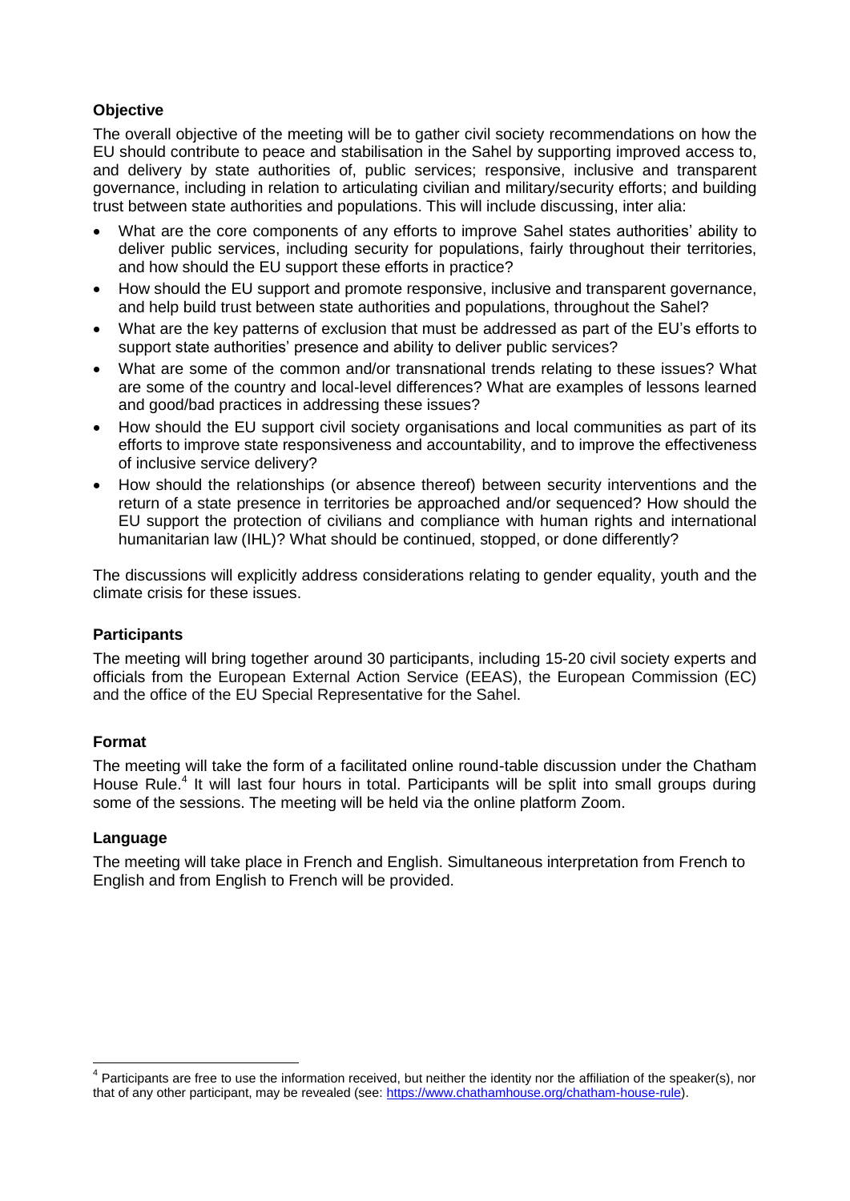**Objective**

The overall objective of the meeting will be to gather civil society recommendations on how the EU should contribute to peace and stabilisation in the Sahel by supporting improved access to, and delivery by state authorities of, public services; responsive, inclusive and transparent governance, including in relation to articulating civilian and military/security efforts; and building trust between state authorities and populations. This will include discussing, inter alia:

- What are the core components of any efforts to improve Sahel states authorities' ability to deliver public services, including security for populations, fairly throughout their territories, and how should the EU support these efforts in practice?
- How should the EU support and promote responsive, inclusive and transparent governance, and help build trust between state authorities and populations, throughout the Sahel?
- What are the key patterns of exclusion that must be addressed as part of the EU's efforts to support state authorities' presence and ability to deliver public services?
- What are some of the common and/or transnational trends relating to these issues? What are some of the country and local-level differences? What are examples of lessons learned and good/bad practices in addressing these issues?
- How should the EU support civil society organisations and local communities as part of its efforts to improve state responsiveness and accountability, and to improve the effectiveness of inclusive service delivery?
- How should the relationships (or absence thereof) between security interventions and the return of a state presence in territories be approached and/or sequenced? How should the EU support the protection of civilians and compliance with human rights and international humanitarian law (IHL)? What should be continued, stopped, or done differently?

The discussions will explicitly address considerations relating to gender equality, youth and the climate crisis for these issues.

**Participants**

The meeting will bring together around 30 participants, including 15-20 civil society experts and officials from the European External Action Service (EEAS), the European Commission (EC) and the office of the EU Special Representative for the Sahel.

**Format**

The meeting will take the form of a facilitated online round-table discussion under the Chatham House Rule.[4] It will last four hours in total. Participants will be split into small groups during some of the sessions. The meeting will be held via the online platform Zoom.

**Language**

The meeting will take place in French and English. Simultaneous interpretation from French to English and from English to French will be provided.

[4] Participants are free to use the information received, but neither the identity nor the affiliation of the speaker(s), nor that of any other participant, may be revealed (see: https://www.chathamhouse.org/chatham-house-rule).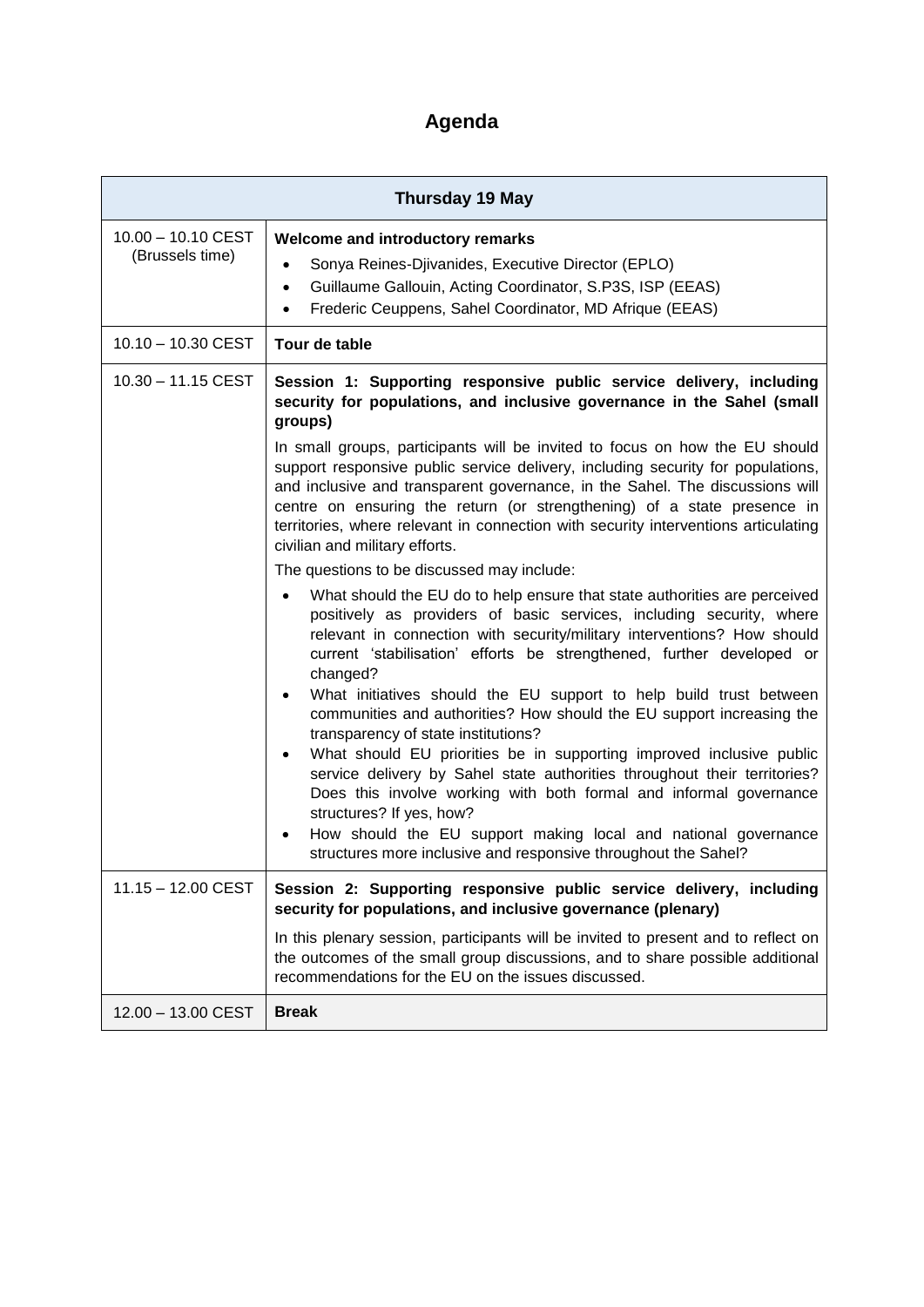# Agenda

| Thursday 19 May | |
|---|---|
| 10.00 – 10.10 CEST (Brussels time) | **Welcome and introductory remarks**<br>• Sonya Reines-Djivanides, Executive Director (EPLO)<br>• Guillaume Gallouin, Acting Coordinator, S.P3S, ISP (EEAS)<br>• Frederic Ceuppens, Sahel Coordinator, MD Afrique (EEAS) |
| 10.10 – 10.30 CEST | **Tour de table** |
| 10.30 – 11.15 CEST | **Session 1: Supporting responsive public service delivery, including security for populations, and inclusive governance in the Sahel (small groups)**<br>In small groups, participants will be invited to focus on how the EU should support responsive public service delivery, including security for populations, and inclusive and transparent governance, in the Sahel. The discussions will centre on ensuring the return (or strengthening) of a state presence in territories, where relevant in connection with security interventions articulating civilian and military efforts.<br>The questions to be discussed may include:<br>• What should the EU do to help ensure that state authorities are perceived positively as providers of basic services, including security, where relevant in connection with security/military interventions? How should current 'stabilisation' efforts be strengthened, further developed or changed?<br>• What initiatives should the EU support to help build trust between communities and authorities? How should the EU support increasing the transparency of state institutions?<br>• What should EU priorities be in supporting improved inclusive public service delivery by Sahel state authorities throughout their territories? Does this involve working with both formal and informal governance structures? If yes, how?<br>• How should the EU support making local and national governance structures more inclusive and responsive throughout the Sahel? |
| 11.15 – 12.00 CEST | **Session 2: Supporting responsive public service delivery, including security for populations, and inclusive governance (plenary)**<br>In this plenary session, participants will be invited to present and to reflect on the outcomes of the small group discussions, and to share possible additional recommendations for the EU on the issues discussed. |
| 12.00 – 13.00 CEST | **Break** |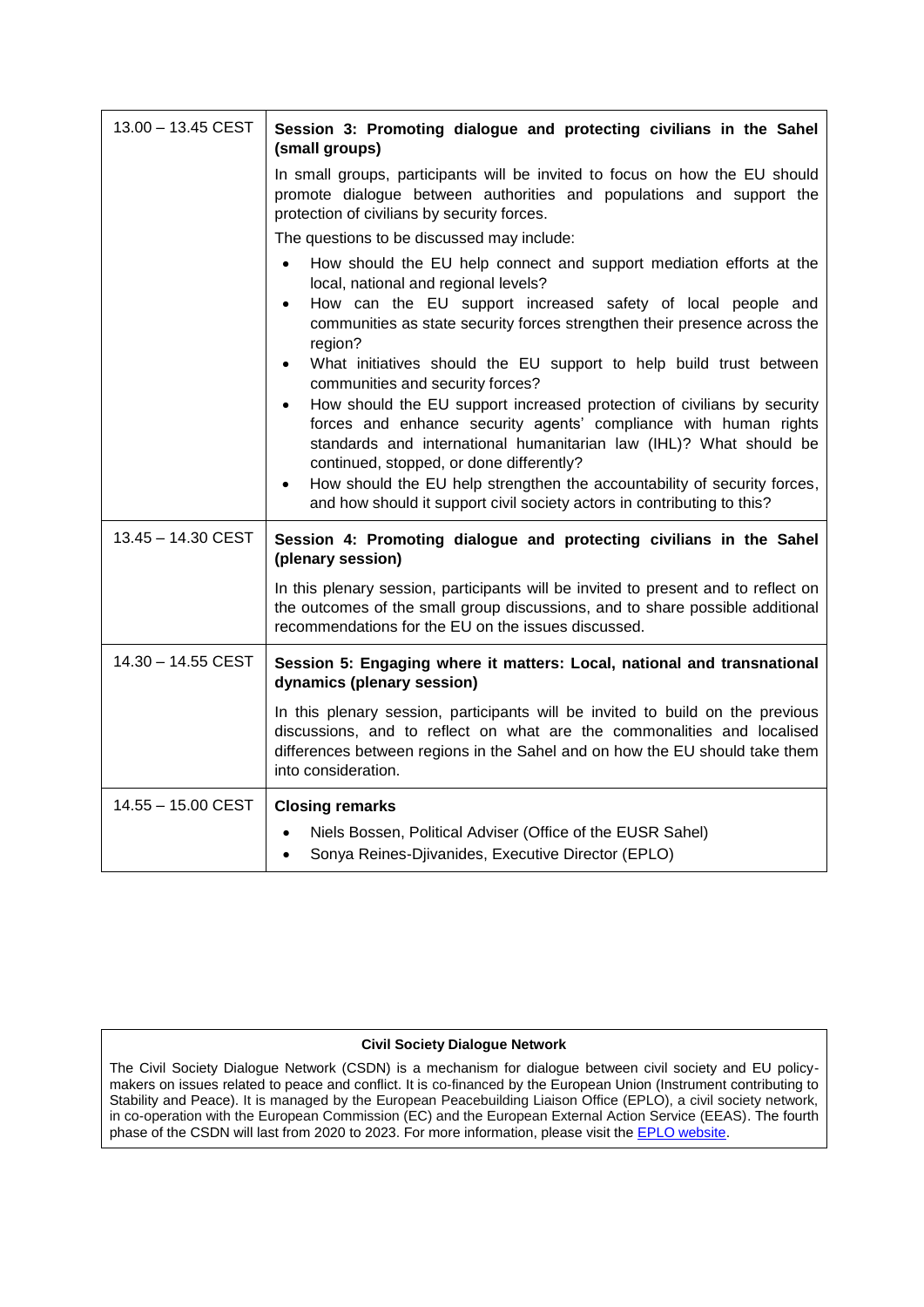| | |
|---|---|
| 13.00 – 13.45 CEST | **Session 3: Promoting dialogue and protecting civilians in the Sahel (small groups)**<br><br>In small groups, participants will be invited to focus on how the EU should promote dialogue between authorities and populations and support the protection of civilians by security forces.<br><br>The questions to be discussed may include:<br><br>• How should the EU help connect and support mediation efforts at the local, national and regional levels?<br>• How can the EU support increased safety of local people and communities as state security forces strengthen their presence across the region?<br>• What initiatives should the EU support to help build trust between communities and security forces?<br>• How should the EU support increased protection of civilians by security forces and enhance security agents' compliance with human rights standards and international humanitarian law (IHL)? What should be continued, stopped, or done differently?<br>• How should the EU help strengthen the accountability of security forces, and how should it support civil society actors in contributing to this? |
| 13.45 – 14.30 CEST | **Session 4: Promoting dialogue and protecting civilians in the Sahel (plenary session)**<br><br>In this plenary session, participants will be invited to present and to reflect on the outcomes of the small group discussions, and to share possible additional recommendations for the EU on the issues discussed. |
| 14.30 – 14.55 CEST | **Session 5: Engaging where it matters: Local, national and transnational dynamics (plenary session)**<br><br>In this plenary session, participants will be invited to build on the previous discussions, and to reflect on what are the commonalities and localised differences between regions in the Sahel and on how the EU should take them into consideration. |
| 14.55 – 15.00 CEST | **Closing remarks**<br><br>• Niels Bossen, Political Adviser (Office of the EUSR Sahel)<br>• Sonya Reines-Djivanides, Executive Director (EPLO) |

**Civil Society Dialogue Network**

The Civil Society Dialogue Network (CSDN) is a mechanism for dialogue between civil society and EU policy-makers on issues related to peace and conflict. It is co-financed by the European Union (Instrument contributing to Stability and Peace). It is managed by the European Peacebuilding Liaison Office (EPLO), a civil society network, in co-operation with the European Commission (EC) and the European External Action Service (EEAS). The fourth phase of the CSDN will last from 2020 to 2023. For more information, please visit the EPLO website.